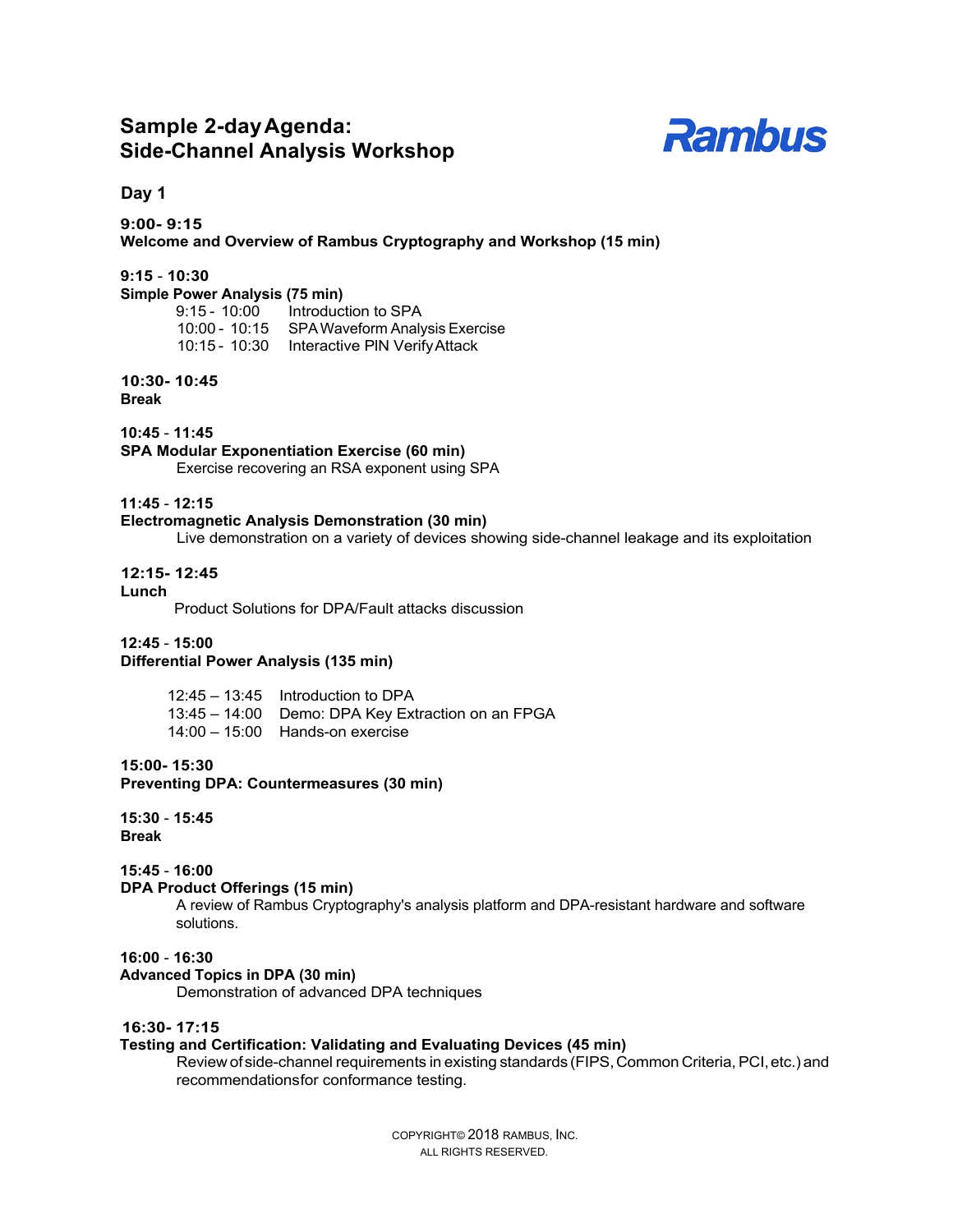# Sample 2-day Agenda: Side-Channel Analysis Workshop

Rambus

## Day 1

**9:00- 9:15**
**Welcome and Overview of Rambus Cryptography and Workshop (15 min)**

**9:15 - 10:30**
**Simple Power Analysis (75 min)**

| | |
|---|---|
| 9:15 - 10:00 | Introduction to SPA |
| 10:00 - 10:15 | SPA Waveform Analysis Exercise |
| 10:15 - 10:30 | Interactive PIN Verify Attack |

**10:30- 10:45**
**Break**

**10:45 - 11:45**
**SPA Modular Exponentiation Exercise (60 min)**
Exercise recovering an RSA exponent using SPA

**11:45 - 12:15**
**Electromagnetic Analysis Demonstration (30 min)**
Live demonstration on a variety of devices showing side-channel leakage and its exploitation

**12:15- 12:45**
**Lunch**
Product Solutions for DPA/Fault attacks discussion

**12:45 - 15:00**
**Differential Power Analysis (135 min)**

| | |
|---|---|
| 12:45 – 13:45 | Introduction to DPA |
| 13:45 – 14:00 | Demo: DPA Key Extraction on an FPGA |
| 14:00 – 15:00 | Hands-on exercise |

**15:00- 15:30**
**Preventing DPA: Countermeasures (30 min)**

**15:30 - 15:45**
**Break**

**15:45 - 16:00**
**DPA Product Offerings (15 min)**
A review of Rambus Cryptography's analysis platform and DPA-resistant hardware and software solutions.

**16:00 - 16:30**
**Advanced Topics in DPA (30 min)**
Demonstration of advanced DPA techniques

**16:30- 17:15**
**Testing and Certification: Validating and Evaluating Devices (45 min)**
Review of side-channel requirements in existing standards (FIPS, Common Criteria, PCI, etc.) and recommendations for conformance testing.

COPYRIGHT© 2018 RAMBUS, INC.
ALL RIGHTS RESERVED.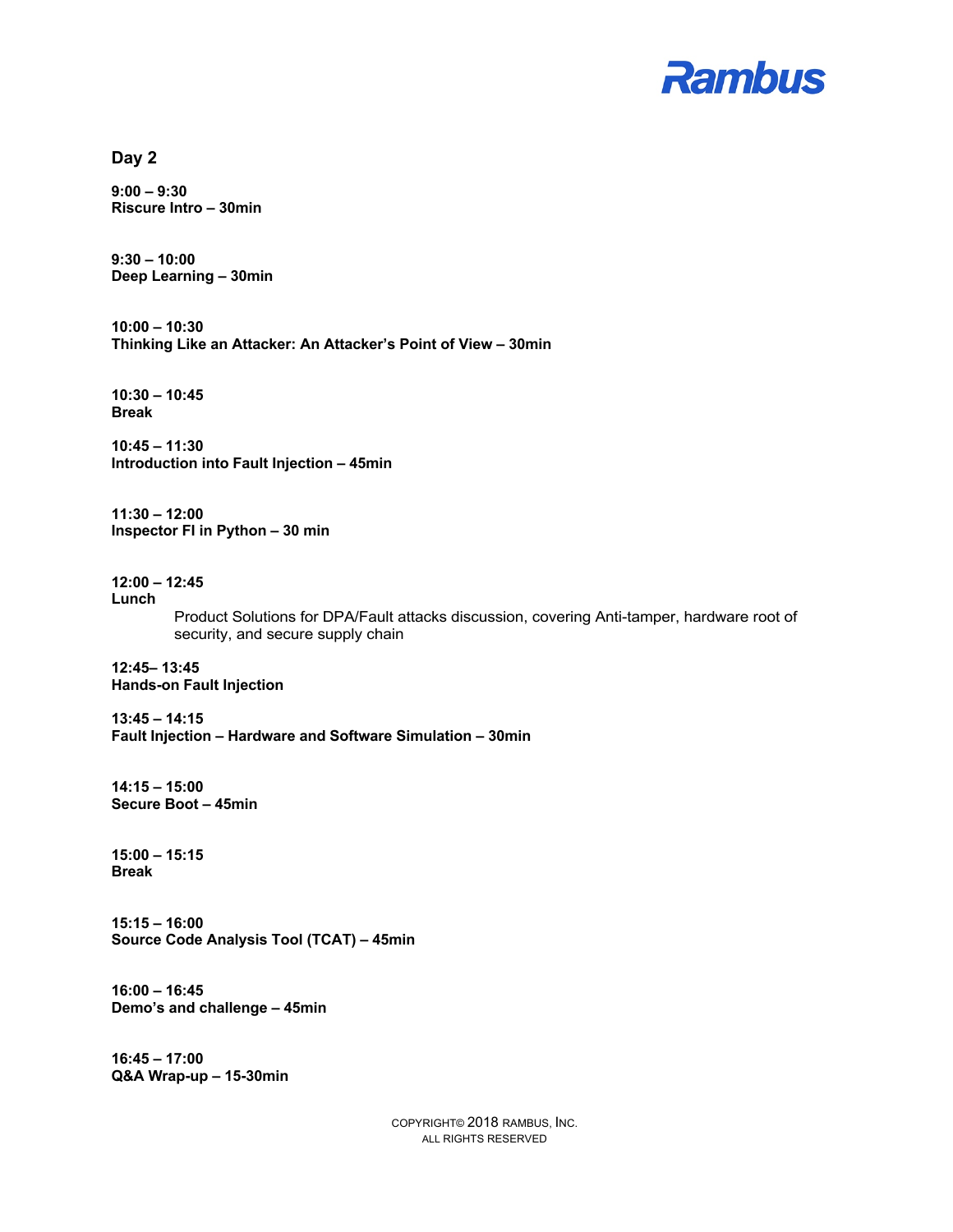## Day 2

**9:00 – 9:30**
**Riscure Intro – 30min**

**9:30 – 10:00**
**Deep Learning – 30min**

**10:00 – 10:30**
**Thinking Like an Attacker: An Attacker's Point of View – 30min**

**10:30 – 10:45**
**Break**

**10:45 – 11:30**
**Introduction into Fault Injection – 45min**

**11:30 – 12:00**
**Inspector FI in Python – 30 min**

**12:00 – 12:45**
**Lunch**

Product Solutions for DPA/Fault attacks discussion, covering Anti-tamper, hardware root of security, and secure supply chain

**12:45– 13:45**
**Hands-on Fault Injection**

**13:45 – 14:15**
**Fault Injection – Hardware and Software Simulation – 30min**

**14:15 – 15:00**
**Secure Boot – 45min**

**15:00 – 15:15**
**Break**

**15:15 – 16:00**
**Source Code Analysis Tool (TCAT) – 45min**

**16:00 – 16:45**
**Demo's and challenge – 45min**

**16:45 – 17:00**
**Q&A Wrap-up – 15-30min**

COPYRIGHT© 2018 RAMBUS, INC.
ALL RIGHTS RESERVED